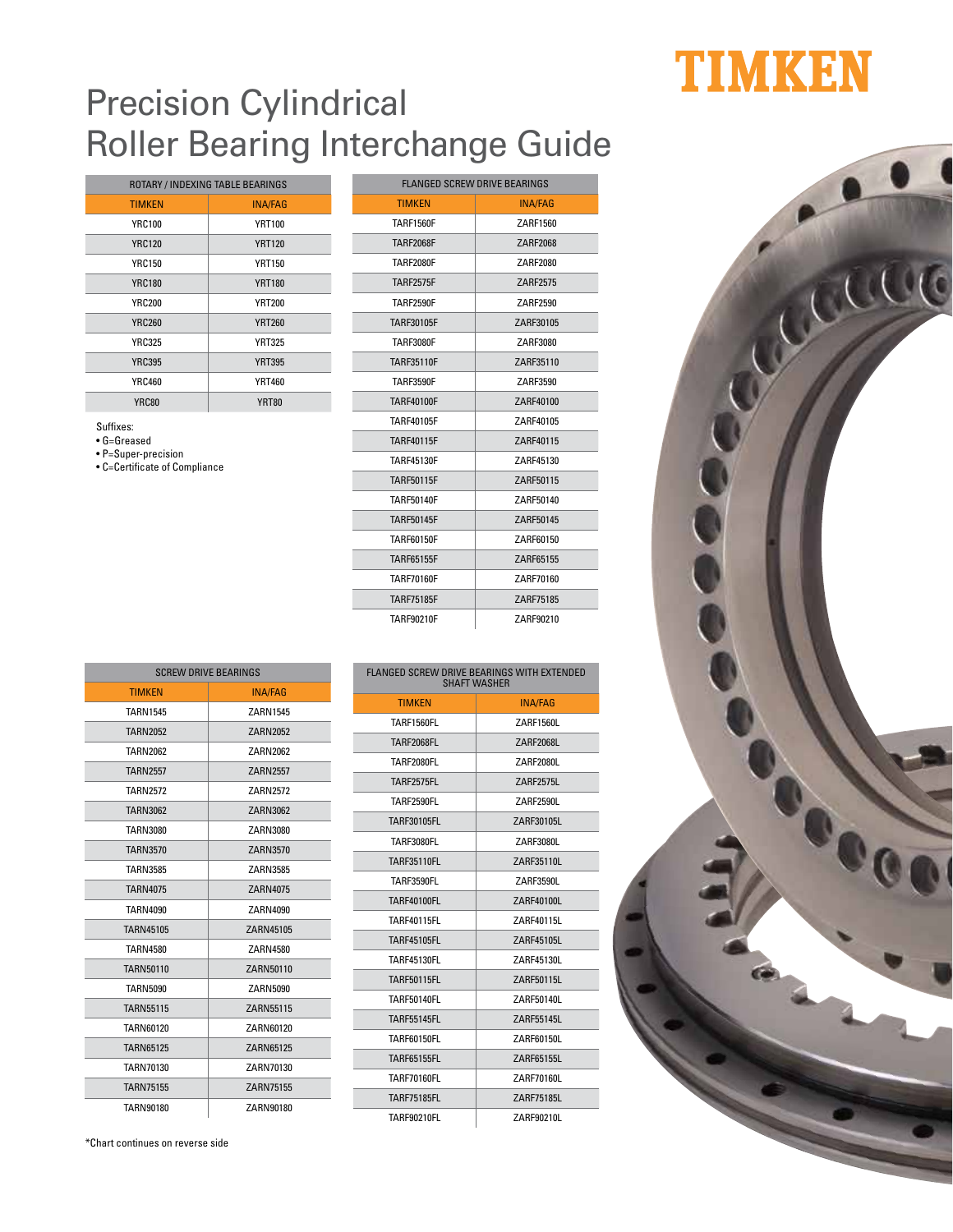TIMKEN

# Precision Cylindrical Roller Bearing Interchange Guide

| ROTARY / INDEXING TABLE BEARINGS | |
|---|---|
| TIMKEN | INA/FAG |
| YRC100 | YRT100 |
| YRC120 | YRT120 |
| YRC150 | YRT150 |
| YRC180 | YRT180 |
| YRC200 | YRT200 |
| YRC260 | YRT260 |
| YRC325 | YRT325 |
| YRC395 | YRT395 |
| YRC460 | YRT460 |
| YRC80 | YRT80 |

Suffixes:
- G=Greased
- P=Super-precision
- C=Certificate of Compliance

| FLANGED SCREW DRIVE BEARINGS | |
|---|---|
| TIMKEN | INA/FAG |
| TARF1560F | ZARF1560 |
| TARF2068F | ZARF2068 |
| TARF2080F | ZARF2080 |
| TARF2575F | ZARF2575 |
| TARF2590F | ZARF2590 |
| TARF30105F | ZARF30105 |
| TARF3080F | ZARF3080 |
| TARF35110F | ZARF35110 |
| TARF3590F | ZARF3590 |
| TARF40100F | ZARF40100 |
| TARF40105F | ZARF40105 |
| TARF40115F | ZARF40115 |
| TARF45130F | ZARF45130 |
| TARF50115F | ZARF50115 |
| TARF50140F | ZARF50140 |
| TARF50145F | ZARF50145 |
| TARF60150F | ZARF60150 |
| TARF65155F | ZARF65155 |
| TARF70160F | ZARF70160 |
| TARF75185F | ZARF75185 |
| TARF90210F | ZARF90210 |

| SCREW DRIVE BEARINGS | |
|---|---|
| TIMKEN | INA/FAG |
| TARN1545 | ZARN1545 |
| TARN2052 | ZARN2052 |
| TARN2062 | ZARN2062 |
| TARN2557 | ZARN2557 |
| TARN2572 | ZARN2572 |
| TARN3062 | ZARN3062 |
| TARN3080 | ZARN3080 |
| TARN3570 | ZARN3570 |
| TARN3585 | ZARN3585 |
| TARN4075 | ZARN4075 |
| TARN4090 | ZARN4090 |
| TARN45105 | ZARN45105 |
| TARN4580 | ZARN4580 |
| TARN50110 | ZARN50110 |
| TARN5090 | ZARN5090 |
| TARN55115 | ZARN55115 |
| TARN60120 | ZARN60120 |
| TARN65125 | ZARN65125 |
| TARN70130 | ZARN70130 |
| TARN75155 | ZARN75155 |
| TARN90180 | ZARN90180 |

| FLANGED SCREW DRIVE BEARINGS WITH EXTENDED SHAFT WASHER | |
|---|---|
| TIMKEN | INA/FAG |
| TARF1560FL | ZARF1560L |
| TARF2068FL | ZARF2068L |
| TARF2080FL | ZARF2080L |
| TARF2575FL | ZARF2575L |
| TARF2590FL | ZARF2590L |
| TARF30105FL | ZARF30105L |
| TARF3080FL | ZARF3080L |
| TARF35110FL | ZARF35110L |
| TARF3590FL | ZARF3590L |
| TARF40100FL | ZARF40100L |
| TARF40115FL | ZARF40115L |
| TARF45105FL | ZARF45105L |
| TARF45130FL | ZARF45130L |
| TARF50115FL | ZARF50115L |
| TARF50140FL | ZARF50140L |
| TARF55145FL | ZARF55145L |
| TARF60150FL | ZARF60150L |
| TARF65155FL | ZARF65155L |
| TARF70160FL | ZARF70160L |
| TARF75185FL | ZARF75185L |
| TARF90210FL | ZARF90210L |

*Chart continues on reverse side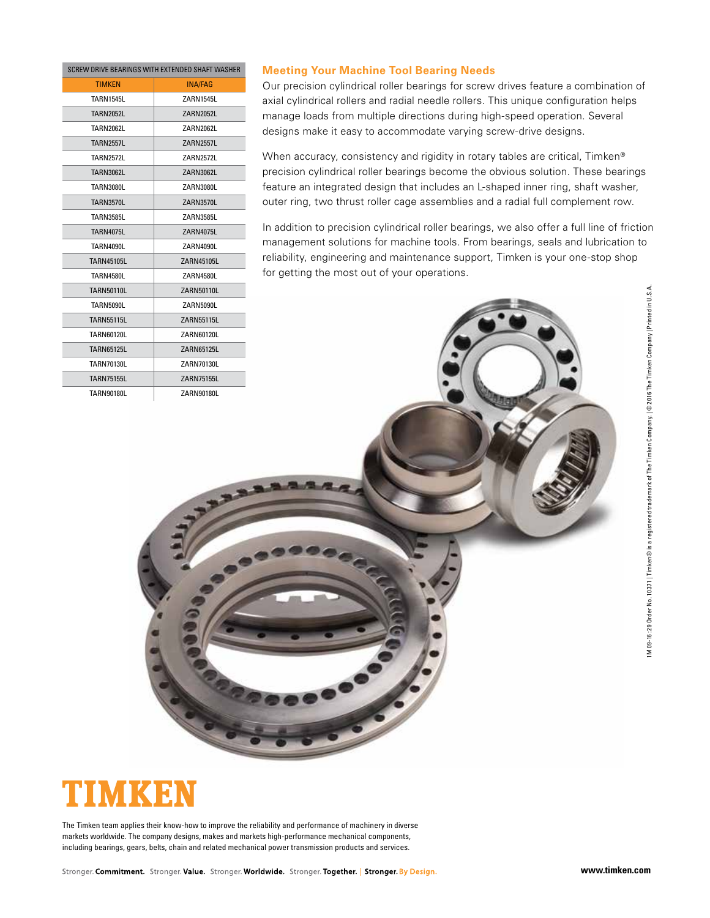| SCREW DRIVE BEARINGS WITH EXTENDED SHAFT WASHER | |
|---|---|
| TIMKEN | INA/FAG |
| TARN1545L | ZARN1545L |
| TARN2052L | ZARN2052L |
| TARN2062L | ZARN2062L |
| TARN2557L | ZARN2557L |
| TARN2572L | ZARN2572L |
| TARN3062L | ZARN3062L |
| TARN3080L | ZARN3080L |
| TARN3570L | ZARN3570L |
| TARN3585L | ZARN3585L |
| TARN4075L | ZARN4075L |
| TARN4090L | ZARN4090L |
| TARN45105L | ZARN45105L |
| TARN4580L | ZARN4580L |
| TARN50110L | ZARN50110L |
| TARN5090L | ZARN5090L |
| TARN55115L | ZARN55115L |
| TARN60120L | ZARN60120L |
| TARN65125L | ZARN65125L |
| TARN70130L | ZARN70130L |
| TARN75155L | ZARN75155L |
| TARN90180L | ZARN90180L |

## Meeting Your Machine Tool Bearing Needs

Our precision cylindrical roller bearings for screw drives feature a combination of axial cylindrical rollers and radial needle rollers. This unique configuration helps manage loads from multiple directions during high-speed operation. Several designs make it easy to accommodate varying screw-drive designs.

When accuracy, consistency and rigidity in rotary tables are critical, Timken® precision cylindrical roller bearings become the obvious solution. These bearings feature an integrated design that includes an L-shaped inner ring, shaft washer, outer ring, two thrust roller cage assemblies and a radial full complement row.

In addition to precision cylindrical roller bearings, we also offer a full line of friction management solutions for machine tools. From bearings, seals and lubrication to reliability, engineering and maintenance support, Timken is your one-stop shop for getting the most out of your operations.

1M 09-16-29 Order No. 10371 | Timken® is a registered trademark of The Timken Company. | © 2016 The Timken Company | Printed in U.S.A.

# TIMKEN

The Timken team applies their know-how to improve the reliability and performance of machinery in diverse markets worldwide. The company designs, makes and markets high-performance mechanical components, including bearings, gears, belts, chain and related mechanical power transmission products and services.

Stronger. **Commitment.** Stronger. **Value.** Stronger. **Worldwide.** Stronger. **Together.** | **Stronger.** By Design.

**www.timken.com**